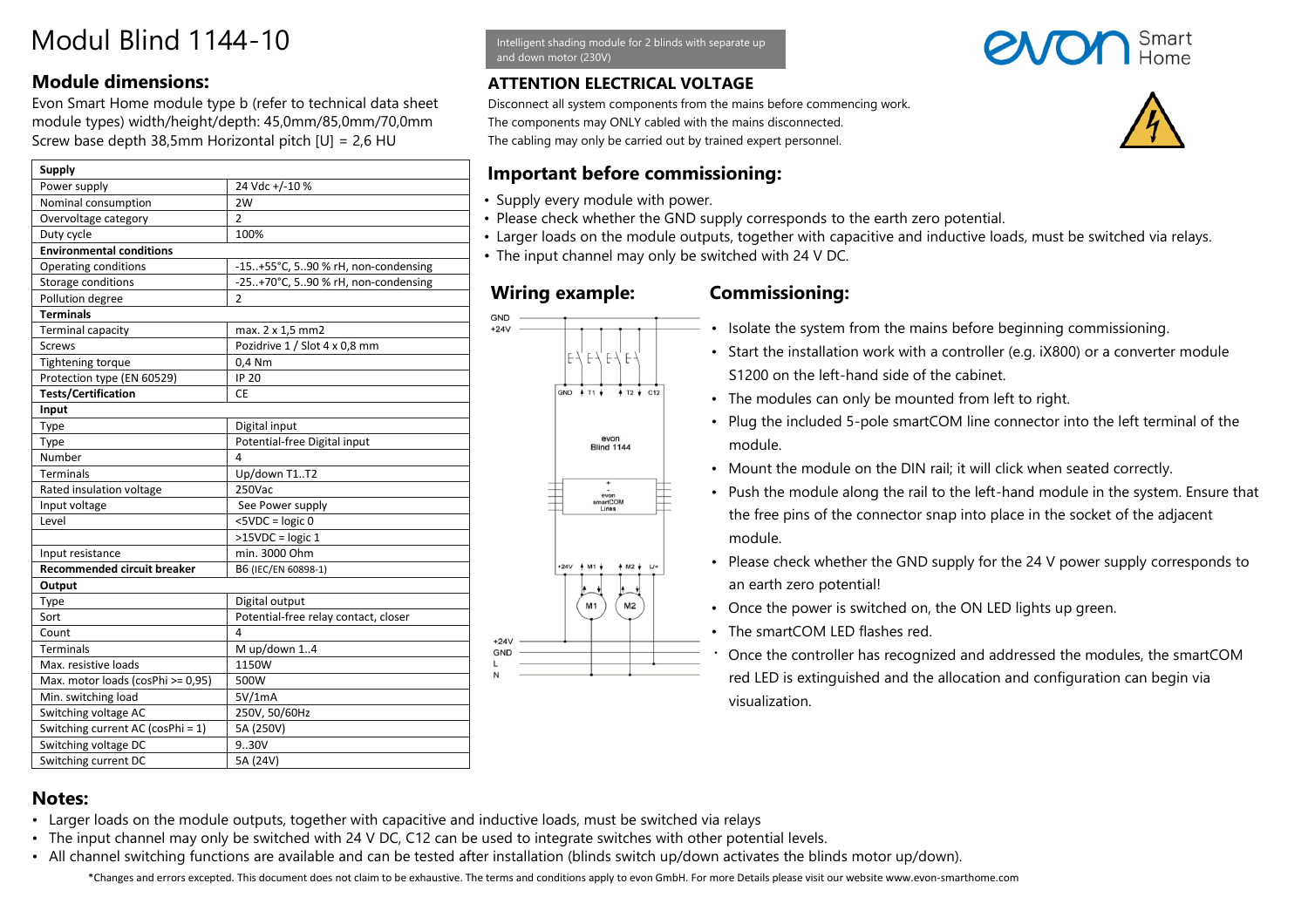# Modul Blind 1144-10

Intelligent shading module for 2 blinds with separate up and down motor (230V)

evon Smart Home

## Module dimensions:

Evon Smart Home module type b (refer to technical data sheet module types) width/height/depth: 45,0mm/85,0mm/70,0mm
Screw base depth 38,5mm Horizontal pitch [U] = 2,6 HU

| **Supply** | |
|---|---|
| Power supply | 24 Vdc +/-10 % |
| Nominal consumption | 2W |
| Overvoltage category | 2 |
| Duty cycle | 100% |
| **Environmental conditions** | |
| Operating conditions | -15..+55°C, 5..90 % rH, non-condensing |
| Storage conditions | -25..+70°C, 5..90 % rH, non-condensing |
| Pollution degree | 2 |
| **Terminals** | |
| Terminal capacity | max. 2 x 1,5 mm2 |
| Screws | Pozidrive 1 / Slot 4 x 0,8 mm |
| Tightening torque | 0,4 Nm |
| Protection type (EN 60529) | IP 20 |
| **Tests/Certification** | CE |
| **Input** | |
| Type | Digital input |
| Type | Potential-free Digital input |
| Number | 4 |
| Terminals | Up/down T1..T2 |
| Rated insulation voltage | 250Vac |
| Input voltage | See Power supply |
| Level | <5VDC = logic 0 |
| | >15VDC = logic 1 |
| Input resistance | min. 3000 Ohm |
| **Recommended circuit breaker** | B6 (IEC/EN 60898-1) |
| **Output** | |
| Type | Digital output |
| Sort | Potential-free relay contact, closer |
| Count | 4 |
| Terminals | M up/down 1..4 |
| Max. resistive loads | 1150W |
| Max. motor loads (cosPhi >= 0,95) | 500W |
| Min. switching load | 5V/1mA |
| Switching voltage AC | 250V, 50/60Hz |
| Switching current AC (cosPhi = 1) | 5A (250V) |
| Switching voltage DC | 9..30V |
| Switching current DC | 5A (24V) |

### ATTENTION ELECTRICAL VOLTAGE

Disconnect all system components from the mains before commencing work.
The components may ONLY cabled with the mains disconnected.
The cabling may only be carried out by trained expert personnel.

## Important before commissioning:

- Supply every module with power.
- Please check whether the GND supply corresponds to the earth zero potential.
- Larger loads on the module outputs, together with capacitive and inductive loads, must be switched via relays.
- The input channel may only be switched with 24 V DC.

## Wiring example:

GND
+24V
GND T1 T2 C12
evon Blind 1144
evon smartCOM Lines
+24V M1 M2 L/+
M1 M2
+24V
GND
L
N

## Commissioning:

- Isolate the system from the mains before beginning commissioning.
- Start the installation work with a controller (e.g. iX800) or a converter module S1200 on the left-hand side of the cabinet.
- The modules can only be mounted from left to right.
- Plug the included 5-pole smartCOM line connector into the left terminal of the module.
- Mount the module on the DIN rail; it will click when seated correctly.
- Push the module along the rail to the left-hand module in the system. Ensure that the free pins of the connector snap into place in the socket of the adjacent module.
- Please check whether the GND supply for the 24 V power supply corresponds to an earth zero potential!
- Once the power is switched on, the ON LED lights up green.
- The smartCOM LED flashes red.
- Once the controller has recognized and addressed the modules, the smartCOM red LED is extinguished and the allocation and configuration can begin via visualization.

## Notes:

- Larger loads on the module outputs, together with capacitive and inductive loads, must be switched via relays
- The input channel may only be switched with 24 V DC, C12 can be used to integrate switches with other potential levels.
- All channel switching functions are available and can be tested after installation (blinds switch up/down activates the blinds motor up/down).

*Changes and errors excepted. This document does not claim to be exhaustive. The terms and conditions apply to evon GmbH. For more Details please visit our website www.evon-smarthome.com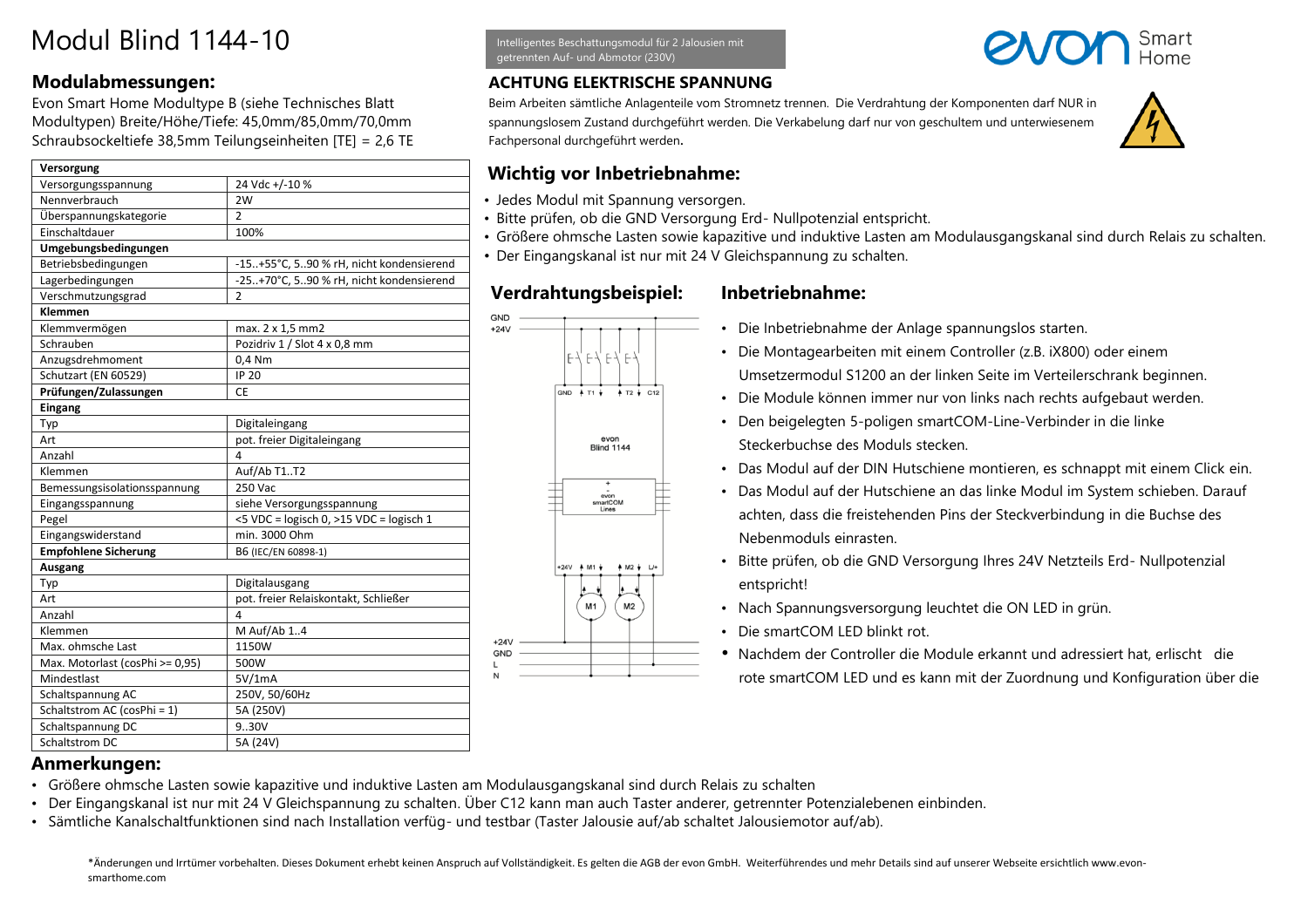# Modul Blind 1144-10

Intelligentes Beschattungsmodul für 2 Jalousien mit getrennten Auf- und Abmotor (230V)

evon Smart Home

## Modulabmessungen:

Evon Smart Home Modultype B (siehe Technisches Blatt Modultypen) Breite/Höhe/Tiefe: 45,0mm/85,0mm/70,0mm Schraubsockeltiefe 38,5mm Teilungseinheiten [TE] = 2,6 TE

| | |
|---|---|
| **Versorgung** | |
| Versorgungsspannung | 24 Vdc +/-10 % |
| Nennverbrauch | 2W |
| Überspannungskategorie | 2 |
| Einschaltdauer | 100% |
| **Umgebungsbedingungen** | |
| Betriebsbedingungen | -15..+55°C, 5..90 % rH, nicht kondensierend |
| Lagerbedingungen | -25..+70°C, 5..90 % rH, nicht kondensierend |
| Verschmutzungsgrad | 2 |
| **Klemmen** | |
| Klemmvermögen | max. 2 x 1,5 mm2 |
| Schrauben | Pozidriv 1 / Slot 4 x 0,8 mm |
| Anzugsdrehmoment | 0,4 Nm |
| Schutzart (EN 60529) | IP 20 |
| **Prüfungen/Zulassungen** | CE |
| **Eingang** | |
| Typ | Digitaleingang |
| Art | pot. freier Digitaleingang |
| Anzahl | 4 |
| Klemmen | Auf/Ab T1..T2 |
| Bemessungsisolationsspannung | 250 Vac |
| Eingangsspannung | siehe Versorgungsspannung |
| Pegel | <5 VDC = logisch 0, >15 VDC = logisch 1 |
| Eingangswiderstand | min. 3000 Ohm |
| **Empfohlene Sicherung** | B6 (IEC/EN 60898-1) |
| **Ausgang** | |
| Typ | Digitalausgang |
| Art | pot. freier Relaiskontakt, Schließer |
| Anzahl | 4 |
| Klemmen | M Auf/Ab 1..4 |
| Max. ohmsche Last | 1150W |
| Max. Motorlast (cosPhi >= 0,95) | 500W |
| Mindestlast | 5V/1mA |
| Schaltspannung AC | 250V, 50/60Hz |
| Schaltstrom AC (cosPhi = 1) | 5A (250V) |
| Schaltspannung DC | 9..30V |
| Schaltstrom DC | 5A (24V) |

## ACHTUNG ELEKTRISCHE SPANNUNG

Beim Arbeiten sämtliche Anlagenteile vom Stromnetz trennen. Die Verdrahtung der Komponenten darf NUR in spannungslosem Zustand durchgeführt werden. Die Verkabelung darf nur von geschultem und unterwiesenem Fachpersonal durchgeführt werden.

## Wichtig vor Inbetriebnahme:

- Jedes Modul mit Spannung versorgen.
- Bitte prüfen, ob die GND Versorgung Erd- Nullpotenzial entspricht.
- Größere ohmsche Lasten sowie kapazitive und induktive Lasten am Modulausgangskanal sind durch Relais zu schalten.
- Der Eingangskanal ist nur mit 24 V Gleichspannung zu schalten.

## Verdrahtungsbeispiel:

GND
+24V
GND T1 T2 C12
evon
Blind 1144
evon
smartCOM
Lines
+24V M1 M2 L/+
M1 M2
+24V
GND
L
N

## Inbetriebnahme:

- Die Inbetriebnahme der Anlage spannungslos starten.
- Die Montagearbeiten mit einem Controller (z.B. iX800) oder einem Umsetzermodul S1200 an der linken Seite im Verteilerschrank beginnen.
- Die Module können immer nur von links nach rechts aufgebaut werden.
- Den beigelegten 5-poligen smartCOM-Line-Verbinder in die linke Steckerbuchse des Moduls stecken.
- Das Modul auf der DIN Hutschiene montieren, es schnappt mit einem Click ein.
- Das Modul auf der Hutschiene an das linke Modul im System schieben. Darauf achten, dass die freistehenden Pins der Steckverbindung in die Buchse des Nebenmoduls einrasten.
- Bitte prüfen, ob die GND Versorgung Ihres 24V Netzteils Erd- Nullpotenzial entspricht!
- Nach Spannungsversorgung leuchtet die ON LED in grün.
- Die smartCOM LED blinkt rot.
- Nachdem der Controller die Module erkannt und adressiert hat, erlischt die rote smartCOM LED und es kann mit der Zuordnung und Konfiguration über die

## Anmerkungen:

- Größere ohmsche Lasten sowie kapazitive und induktive Lasten am Modulausgangskanal sind durch Relais zu schalten
- Der Eingangskanal ist nur mit 24 V Gleichspannung zu schalten. Über C12 kann man auch Taster anderer, getrennter Potenzialebenen einbinden.
- Sämtliche Kanalschaltfunktionen sind nach Installation verfüg- und testbar (Taster Jalousie auf/ab schaltet Jalousiemotor auf/ab).

*Änderungen und Irrtümer vorbehalten. Dieses Dokument erhebt keinen Anspruch auf Vollständigkeit. Es gelten die AGB der evon GmbH. Weiterführendes und mehr Details sind auf unserer Webseite ersichtlich www.evon-smarthome.com